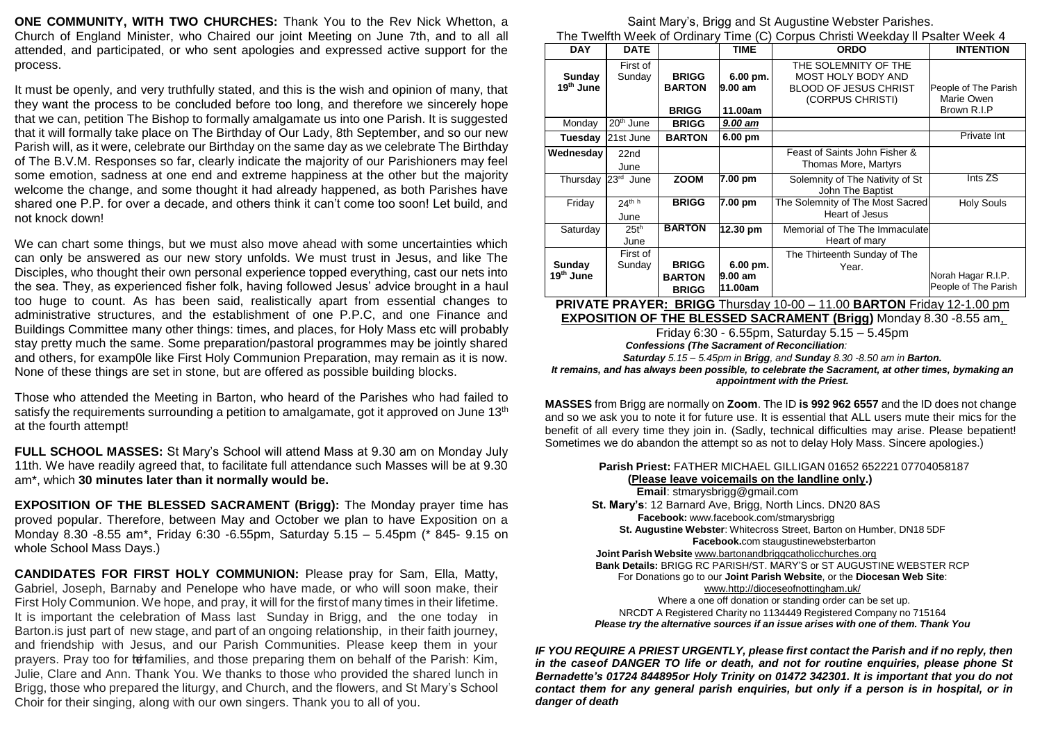**ONE COMMUNITY, WITH TWO CHURCHES:** Thank You to the Rev Nick Whetton, a Church of England Minister, who Chaired our joint Meeting on June 7th, and to all all attended, and participated, or who sent apologies and expressed active support for the process.

It must be openly, and very truthfully stated, and this is the wish and opinion of many, that they want the process to be concluded before too long, and therefore we sincerely hope that we can, petition The Bishop to formally amalgamate us into one Parish. It is suggested that it will formally take place on The Birthday of Our Lady, 8th September, and so our new Parish will, as it were, celebrate our Birthday on the same day as we celebrate The Birthday of The B.V.M. Responses so far, clearly indicate the majority of our Parishioners may feel some emotion, sadness at one end and extreme happiness at the other but the majority welcome the change, and some thought it had already happened, as both Parishes have shared one P.P. for over a decade, and others think it can't come too soon! Let build, and not knock down!

We can chart some things, but we must also move ahead with some uncertainties which can only be answered as our new story unfolds. We must trust in Jesus, and like The Disciples, who thought their own personal experience topped everything, cast our nets into the sea. They, as experienced fisher folk, having followed Jesus' advice brought in a haul too huge to count. As has been said, realistically apart from essential changes to administrative structures, and the establishment of one P.P.C, and one Finance and Buildings Committee many other things: times, and places, for Holy Mass etc will probably stay pretty much the same. Some preparation/pastoral programmes may be jointly shared and others, for examp0le like First Holy Communion Preparation, may remain as it is now. None of these things are set in stone, but are offered as possible building blocks.

Those who attended the Meeting in Barton, who heard of the Parishes who had failed to satisfy the requirements surrounding a petition to amalgamate, got it approved on June 13th at the fourth attempt!

**FULL SCHOOL MASSES:** St Mary's School will attend Mass at 9.30 am on Monday July 11th. We have readily agreed that, to facilitate full attendance such Masses will be at 9.30 am*, which **30 minutes later than it normally would be.**

**EXPOSITION OF THE BLESSED SACRAMENT (Brigg):** The Monday prayer time has proved popular. Therefore, between May and October we plan to have Exposition on a Monday 8.30 -8.55 am*, Friday 6:30 -6.55pm, Saturday 5.15 – 5.45pm (* 845- 9.15 on whole School Mass Days.)

**CANDIDATES FOR FIRST HOLY COMMUNION:** Please pray for Sam, Ella, Matty, Gabriel, Joseph, Barnaby and Penelope who have made, or who will soon make, their First Holy Communion. We hope, and pray, it will for the first of many times in their lifetime. It is important the celebration of Mass last Sunday in Brigg, and the one today in Barton.is just part of new stage, and part of an ongoing relationship, in their faith journey, and friendship with Jesus, and our Parish Communities. Please keep them in your prayers. Pray too for their families, and those preparing them on behalf of the Parish: Kim, Julie, Clare and Ann. Thank You. We thanks to those who provided the shared lunch in Brigg, those who prepared the liturgy, and Church, and the flowers, and St Mary's School Choir for their singing, along with our own singers. Thank you to all of you.

Saint Mary's, Brigg and St Augustine Webster Parishes.
The Twelfth Week of Ordinary Time (C) Corpus Christi Weekday ll Psalter Week 4

| DAY | DATE | | TIME | ORDO | INTENTION |
|---|---|---|---|---|---|
| Sunday 19th June | First of Sunday | BRIGG<br>BARTON<br>BRIGG | 6.00 pm.<br>9.00 am<br>11.00am | THE SOLEMNITY OF THE MOST HOLY BODY AND BLOOD OF JESUS CHRIST (CORPUS CHRISTI) | People of The Parish<br>Marie Owen Brown R.I.P |
| Monday | 20th June | BRIGG | *9.00 am* | | |
| Tuesday | 21st June | BARTON | 6.00 pm | | Private Int |
| Wednesday | 22nd June | | | Feast of Saints John Fisher & Thomas More, Martyrs | |
| Thursday | 23rd June | ZOOM | 7.00 pm | Solemnity of The Nativity of St John The Baptist | Ints ZS |
| Friday | 24th h June | BRIGG | 7.00 pm | The Solemnity of The Most Sacred Heart of Jesus | Holy Souls |
| Saturday | 25th June | BARTON | 12.30 pm | Memorial of The The Immaculate Heart of mary | |
| Sunday 19th June | First of Sunday | BRIGG<br>BARTON<br>BRIGG | 6.00 pm.<br>9.00 am<br>11.00am | The Thirteenth Sunday of The Year. | Norah Hagar R.I.P.<br>People of The Parish |

**PRIVATE PRAYER: BRIGG** Thursday 10-00 – 11.00 **BARTON** Friday 12-1.00 pm
**EXPOSITION OF THE BLESSED SACRAMENT (Brigg)** Monday 8.30 -8.55 am, Friday 6:30 - 6.55pm, Saturday 5.15 – 5.45pm

***Confessions (The Sacrament of Reconciliation:***
***Saturday** 5.15 – 5.45pm in **Brigg**, and **Sunday** 8.30 -8.50 am in **Barton.***
***It remains, and has always been possible, to celebrate the Sacrament, at other times, bymaking an appointment with the Priest.***

**MASSES** from Brigg are normally on **Zoom**. The ID **is 992 962 6557** and the ID does not change and so we ask you to note it for future use. It is essential that ALL users mute their mics for the benefit of all every time they join in. (Sadly, technical difficulties may arise. Please bepatient! Sometimes we do abandon the attempt so as not to delay Holy Mass. Sincere apologies.)

**Parish Priest:** FATHER MICHAEL GILLIGAN 01652 652221 07704058187
**(Please leave voicemails on the landline only.)**
**Email**: stmarysbrigg@gmail.com
**St. Mary's**: 12 Barnard Ave, Brigg, North Lincs. DN20 8AS
**Facebook:** www.facebook.com/stmarysbrigg
**St. Augustine Webster**: Whitecross Street, Barton on Humber, DN18 5DF
**Facebook.**com staugustinewebsterbarton
**Joint Parish Website** www.bartonandbriggcatholicchurches.org
**Bank Details:** BRIGG RC PARISH/ST. MARY'S or ST AUGUSTINE WEBSTER RCP
For Donations go to our **Joint Parish Website**, or the **Diocesan Web Site**:
www.http://dioceseofnottingham.uk/
Where a one off donation or standing order can be set up.
NRCDT A Registered Charity no 1134449 Registered Company no 715164
***Please try the alternative sources if an issue arises with one of them. Thank You***

***IF YOU REQUIRE A PRIEST URGENTLY, please first contact the Parish and if no reply, then in the caseof DANGER TO life or death, and not for routine enquiries, please phone St Bernadette's 01724 844895or Holy Trinity on 01472 342301. It is important that you do not contact them for any general parish enquiries, but only if a person is in hospital, or in danger of death***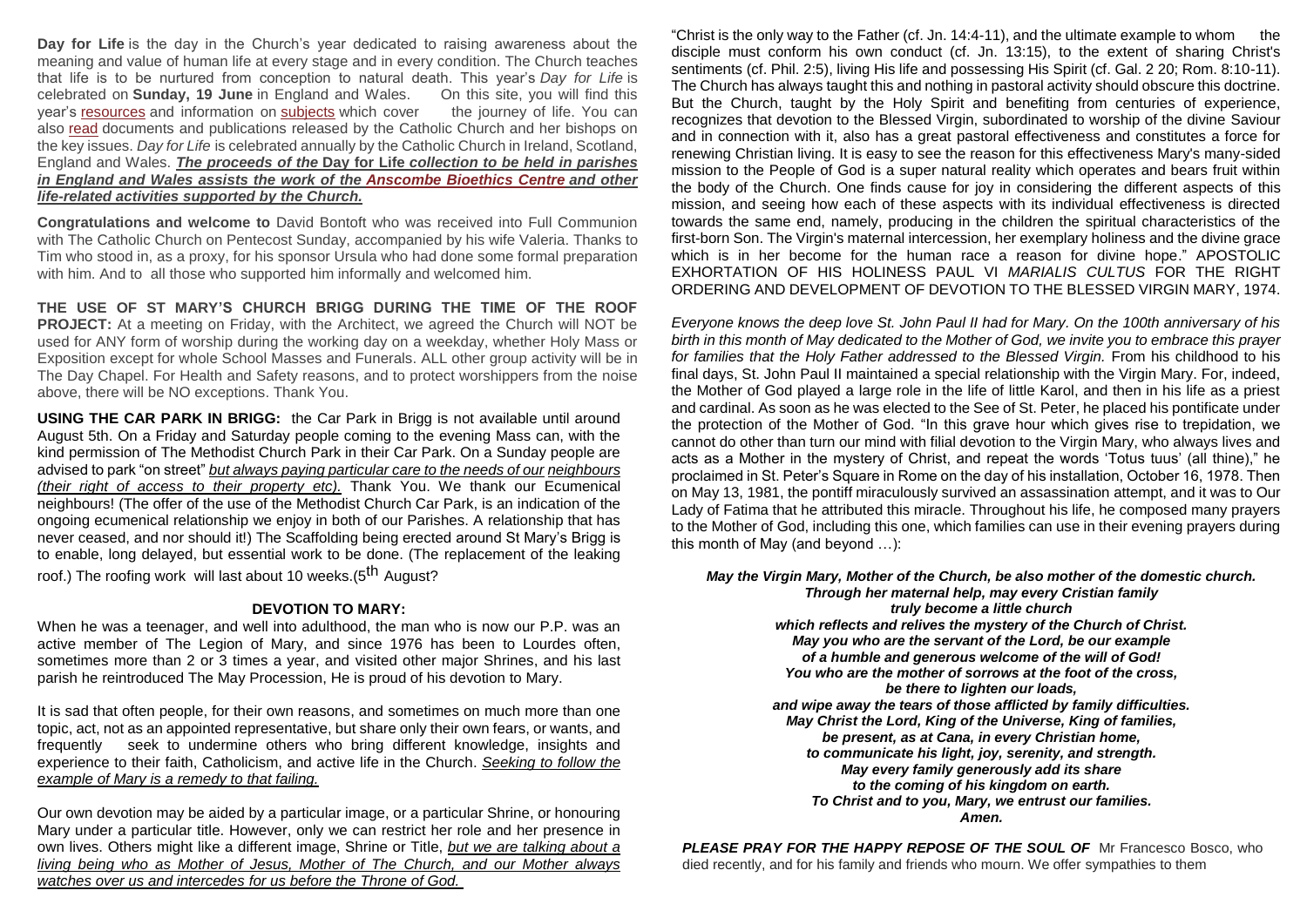**Day for Life** is the day in the Church's year dedicated to raising awareness about the meaning and value of human life at every stage and in every condition. The Church teaches that life is to be nurtured from conception to natural death. This year's *Day for Life* is celebrated on **Sunday, 19 June** in England and Wales. On this site, you will find this year's resources and information on subjects which cover the journey of life. You can also read documents and publications released by the Catholic Church and her bishops on the key issues. *Day for Life* is celebrated annually by the Catholic Church in Ireland, Scotland, England and Wales. ***The proceeds of the* Day for Life *collection to be held in parishes in England and Wales assists the work of the Anscombe Bioethics Centre and other life-related activities supported by the Church.***

**Congratulations and welcome to** David Bontoft who was received into Full Communion with The Catholic Church on Pentecost Sunday, accompanied by his wife Valeria. Thanks to Tim who stood in, as a proxy, for his sponsor Ursula who had done some formal preparation with him. And to all those who supported him informally and welcomed him.

**THE USE OF ST MARY'S CHURCH BRIGG DURING THE TIME OF THE ROOF PROJECT:** At a meeting on Friday, with the Architect, we agreed the Church will NOT be used for ANY form of worship during the working day on a weekday, whether Holy Mass or Exposition except for whole School Masses and Funerals. ALL other group activity will be in The Day Chapel. For Health and Safety reasons, and to protect worshippers from the noise above, there will be NO exceptions. Thank You.

**USING THE CAR PARK IN BRIGG:** the Car Park in Brigg is not available until around August 5th. On a Friday and Saturday people coming to the evening Mass can, with the kind permission of The Methodist Church Park in their Car Park. On a Sunday people are advised to park "on street" *but always paying particular care to the needs of our neighbours (their right of access to their property etc).* Thank You. We thank our Ecumenical neighbours! (The offer of the use of the Methodist Church Car Park, is an indication of the ongoing ecumenical relationship we enjoy in both of our Parishes. A relationship that has never ceased, and nor should it!) The Scaffolding being erected around St Mary's Brigg is to enable, long delayed, but essential work to be done. (The replacement of the leaking roof.) The roofing work will last about 10 weeks.(5th August?

**DEVOTION TO MARY:**

When he was a teenager, and well into adulthood, the man who is now our P.P. was an active member of The Legion of Mary, and since 1976 has been to Lourdes often, sometimes more than 2 or 3 times a year, and visited other major Shrines, and his last parish he reintroduced The May Procession, He is proud of his devotion to Mary.

It is sad that often people, for their own reasons, and sometimes on much more than one topic, act, not as an appointed representative, but share only their own fears, or wants, and frequently seek to undermine others who bring different knowledge, insights and experience to their faith, Catholicism, and active life in the Church. *Seeking to follow the example of Mary is a remedy to that failing.*

Our own devotion may be aided by a particular image, or a particular Shrine, or honouring Mary under a particular title. However, only we can restrict her role and her presence in own lives. Others might like a different image, Shrine or Title, *but we are talking about a living being who as Mother of Jesus, Mother of The Church, and our Mother always watches over us and intercedes for us before the Throne of God.*

"Christ is the only way to the Father (cf. Jn. 14:4-11), and the ultimate example to whom the disciple must conform his own conduct (cf. Jn. 13:15), to the extent of sharing Christ's sentiments (cf. Phil. 2:5), living His life and possessing His Spirit (cf. Gal. 2 20; Rom. 8:10-11). The Church has always taught this and nothing in pastoral activity should obscure this doctrine. But the Church, taught by the Holy Spirit and benefiting from centuries of experience, recognizes that devotion to the Blessed Virgin, subordinated to worship of the divine Saviour and in connection with it, also has a great pastoral effectiveness and constitutes a force for renewing Christian living. It is easy to see the reason for this effectiveness Mary's many-sided mission to the People of God is a super natural reality which operates and bears fruit within the body of the Church. One finds cause for joy in considering the different aspects of this mission, and seeing how each of these aspects with its individual effectiveness is directed towards the same end, namely, producing in the children the spiritual characteristics of the first-born Son. The Virgin's maternal intercession, her exemplary holiness and the divine grace which is in her become for the human race a reason for divine hope." APOSTOLIC EXHORTATION OF HIS HOLINESS PAUL VI *MARIALIS CULTUS* FOR THE RIGHT ORDERING AND DEVELOPMENT OF DEVOTION TO THE BLESSED VIRGIN MARY, 1974.

*Everyone knows the deep love St. John Paul II had for Mary. On the 100th anniversary of his birth in this month of May dedicated to the Mother of God, we invite you to embrace this prayer for families that the Holy Father addressed to the Blessed Virgin.* From his childhood to his final days, St. John Paul II maintained a special relationship with the Virgin Mary. For, indeed, the Mother of God played a large role in the life of little Karol, and then in his life as a priest and cardinal. As soon as he was elected to the See of St. Peter, he placed his pontificate under the protection of the Mother of God. "In this grave hour which gives rise to trepidation, we cannot do other than turn our mind with filial devotion to the Virgin Mary, who always lives and acts as a Mother in the mystery of Christ, and repeat the words 'Totus tuus' (all thine)," he proclaimed in St. Peter's Square in Rome on the day of his installation, October 16, 1978. Then on May 13, 1981, the pontiff miraculously survived an assassination attempt, and it was to Our Lady of Fatima that he attributed this miracle. Throughout his life, he composed many prayers to the Mother of God, including this one, which families can use in their evening prayers during this month of May (and beyond …):

***May the Virgin Mary, Mother of the Church, be also mother of the domestic church.***
***Through her maternal help, may every Cristian family***
***truly become a little church***
***which reflects and relives the mystery of the Church of Christ.***
***May you who are the servant of the Lord, be our example***
***of a humble and generous welcome of the will of God!***
***You who are the mother of sorrows at the foot of the cross,***
***be there to lighten our loads,***
***and wipe away the tears of those afflicted by family difficulties.***
***May Christ the Lord, King of the Universe, King of families,***
***be present, as at Cana, in every Christian home,***
***to communicate his light, joy, serenity, and strength.***
***May every family generously add its share***
***to the coming of his kingdom on earth.***
***To Christ and to you, Mary, we entrust our families.***
***Amen.***

***PLEASE PRAY FOR THE HAPPY REPOSE OF THE SOUL OF*** Mr Francesco Bosco, who died recently, and for his family and friends who mourn. We offer sympathies to them